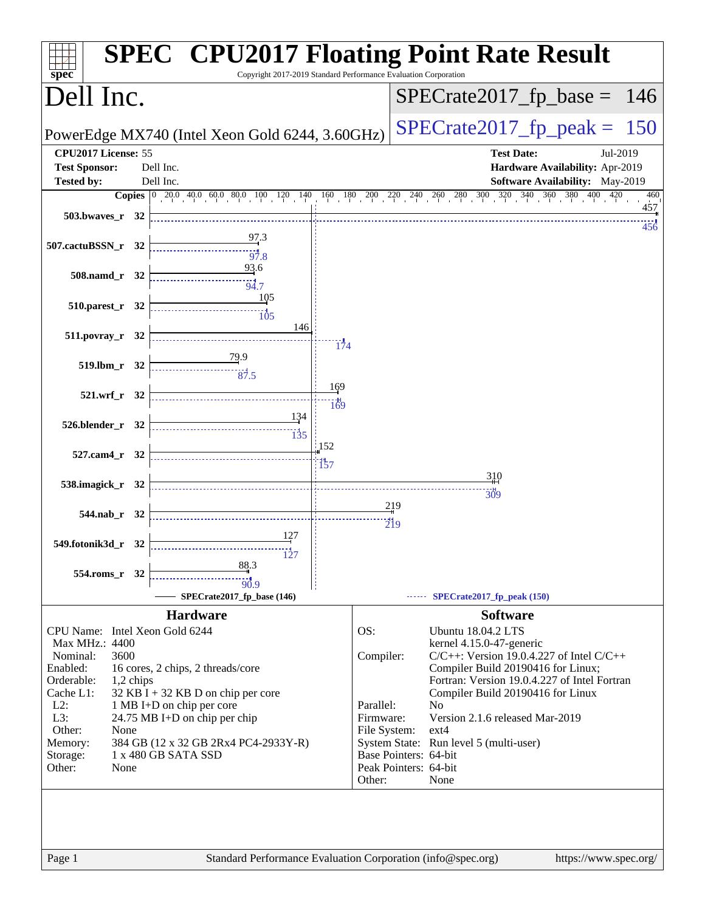# SPEC CPU2017 Floating Point Rate Result

Copyright 2017-2019 Standard Performance Evaluation Corporation

## Dell Inc.

PowerEdge MX740 (Intel Xeon Gold 6244, 3.60GHz)

SPECrate2017_fp_base = 146

SPECrate2017_fp_peak = 150

| | | | |
|---|---|---|---|
| **CPU2017 License:** | 55 | **Test Date:** | Jul-2019 |
| **Test Sponsor:** | Dell Inc. | **Hardware Availability:** | Apr-2019 |
| **Tested by:** | Dell Inc. | **Software Availability:** | May-2019 |

| Benchmark | Copies | Base | Peak |
|---|---|---|---|
| 503.bwaves_r | 32 | 457 | 456 |
| 507.cactuBSSN_r | 32 | 97.3 | 97.8 |
| 508.namd_r | 32 | 93.6 | 94.7 |
| 510.parest_r | 32 | 105 | 105 |
| 511.povray_r | 32 | 146 | 174 |
| 519.lbm_r | 32 | 79.9 | 87.5 |
| 521.wrf_r | 32 | 169 | 169 |
| 526.blender_r | 32 | 134 | 135 |
| 527.cam4_r | 32 | 152 | 157 |
| 538.imagick_r | 32 | 310 | 309 |
| 544.nab_r | 32 | 219 | 219 |
| 549.fotonik3d_r | 32 | 127 | 127 |
| 554.roms_r | 32 | 88.3 | 90.9 |

SPECrate2017_fp_base (146) — SPECrate2017_fp_peak (150)

### Hardware

| | |
|---|---|
| CPU Name: | Intel Xeon Gold 6244 |
| Max MHz.: | 4400 |
| Nominal: | 3600 |
| Enabled: | 16 cores, 2 chips, 2 threads/core |
| Orderable: | 1,2 chips |
| Cache L1: | 32 KB I + 32 KB D on chip per core |
| L2: | 1 MB I+D on chip per core |
| L3: | 24.75 MB I+D on chip per chip |
| Other: | None |
| Memory: | 384 GB (12 x 32 GB 2Rx4 PC4-2933Y-R) |
| Storage: | 1 x 480 GB SATA SSD |
| Other: | None |

### Software

| | |
|---|---|
| OS: | Ubuntu 18.04.2 LTS<br>kernel 4.15.0-47-generic |
| Compiler: | C/C++: Version 19.0.4.227 of Intel C/C++ Compiler Build 20190416 for Linux;<br>Fortran: Version 19.0.4.227 of Intel Fortran Compiler Build 20190416 for Linux |
| Parallel: | No |
| Firmware: | Version 2.1.6 released Mar-2019 |
| File System: | ext4 |
| System State: | Run level 5 (multi-user) |
| Base Pointers: | 64-bit |
| Peak Pointers: | 64-bit |
| Other: | None |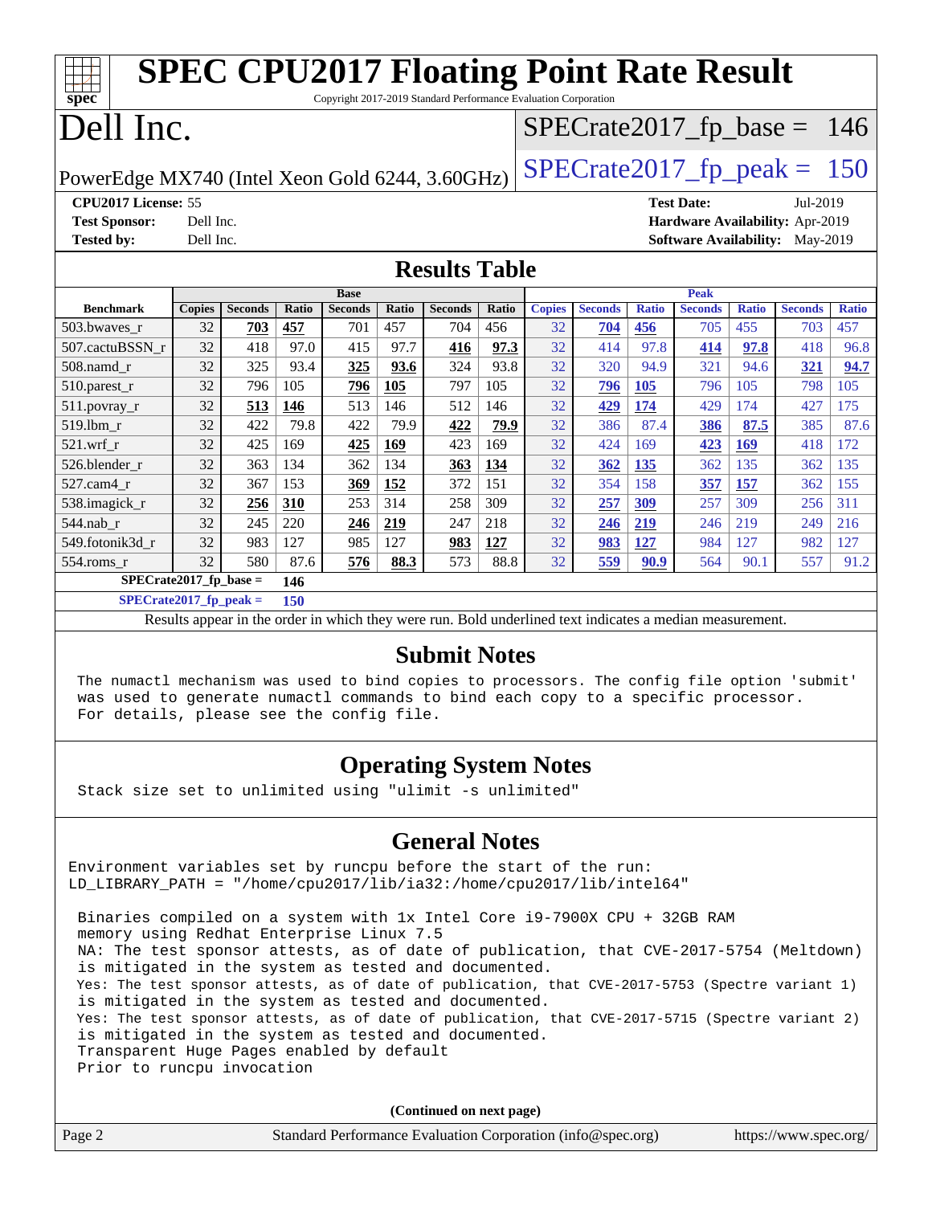# SPEC CPU2017 Floating Point Rate Result

Copyright 2017-2019 Standard Performance Evaluation Corporation

# Dell Inc.

PowerEdge MX740 (Intel Xeon Gold 6244, 3.60GHz)

SPECrate2017_fp_base = 146

SPECrate2017_fp_peak = 150

**CPU2017 License:** 55
**Test Sponsor:** Dell Inc.
**Tested by:** Dell Inc.

**Test Date:** Jul-2019
**Hardware Availability:** Apr-2019
**Software Availability:** May-2019

## Results Table

| Benchmark | Base | | | | | | | Peak | | | | | | |
|---|---|---|---|---|---|---|---|---|---|---|---|---|---|---|
| | Copies | Seconds | Ratio | Seconds | Ratio | Seconds | Ratio | Copies | Seconds | Ratio | Seconds | Ratio | Seconds | Ratio |
| 503.bwaves_r | 32 | **703** | **457** | 701 | 457 | 704 | 456 | 32 | **704** | **456** | 705 | 455 | 703 | 457 |
| 507.cactuBSSN_r | 32 | 418 | 97.0 | 415 | 97.7 | **416** | **97.3** | 32 | 414 | 97.8 | **414** | **97.8** | 418 | 96.8 |
| 508.namd_r | 32 | 325 | 93.4 | **325** | **93.6** | 324 | 93.8 | 32 | 320 | 94.9 | 321 | 94.6 | **321** | **94.7** |
| 510.parest_r | 32 | 796 | 105 | **796** | **105** | 797 | 105 | 32 | **796** | **105** | 796 | 105 | 798 | 105 |
| 511.povray_r | 32 | **513** | **146** | 513 | 146 | 512 | 146 | 32 | **429** | **174** | 429 | 174 | 427 | 175 |
| 519.lbm_r | 32 | 422 | 79.8 | 422 | 79.9 | **422** | **79.9** | 32 | 386 | 87.4 | **386** | **87.5** | 385 | 87.6 |
| 521.wrf_r | 32 | 425 | 169 | **425** | **169** | 423 | 169 | 32 | 424 | 169 | **423** | **169** | 418 | 172 |
| 526.blender_r | 32 | 363 | 134 | 362 | 134 | **363** | **134** | 32 | **362** | **135** | 362 | 135 | 362 | 135 |
| 527.cam4_r | 32 | 367 | 153 | **369** | **152** | 372 | 151 | 32 | 354 | 158 | **357** | **157** | 362 | 155 |
| 538.imagick_r | 32 | **256** | **310** | 253 | 314 | 258 | 309 | 32 | **257** | **309** | 257 | 309 | 256 | 311 |
| 544.nab_r | 32 | 245 | 220 | **246** | **219** | 247 | 218 | 32 | **246** | **219** | 246 | 219 | 249 | 216 |
| 549.fotonik3d_r | 32 | 983 | 127 | 985 | 127 | **983** | **127** | 32 | **983** | **127** | 984 | 127 | 982 | 127 |
| 554.roms_r | 32 | 580 | 87.6 | **576** | **88.3** | 573 | 88.8 | 32 | **559** | **90.9** | 564 | 90.1 | 557 | 91.2 |

**SPECrate2017_fp_base = 146**

**SPECrate2017_fp_peak = 150**

Results appear in the order in which they were run. Bold underlined text indicates a median measurement.

## Submit Notes

The numactl mechanism was used to bind copies to processors. The config file option 'submit' was used to generate numactl commands to bind each copy to a specific processor. For details, please see the config file.

## Operating System Notes

Stack size set to unlimited using "ulimit -s unlimited"

## General Notes

Environment variables set by runcpu before the start of the run:
LD_LIBRARY_PATH = "/home/cpu2017/lib/ia32:/home/cpu2017/lib/intel64"

Binaries compiled on a system with 1x Intel Core i9-7900X CPU + 32GB RAM memory using Redhat Enterprise Linux 7.5
NA: The test sponsor attests, as of date of publication, that CVE-2017-5754 (Meltdown) is mitigated in the system as tested and documented.
Yes: The test sponsor attests, as of date of publication, that CVE-2017-5753 (Spectre variant 1) is mitigated in the system as tested and documented.
Yes: The test sponsor attests, as of date of publication, that CVE-2017-5715 (Spectre variant 2) is mitigated in the system as tested and documented.
Transparent Huge Pages enabled by default
Prior to runcpu invocation

(Continued on next page)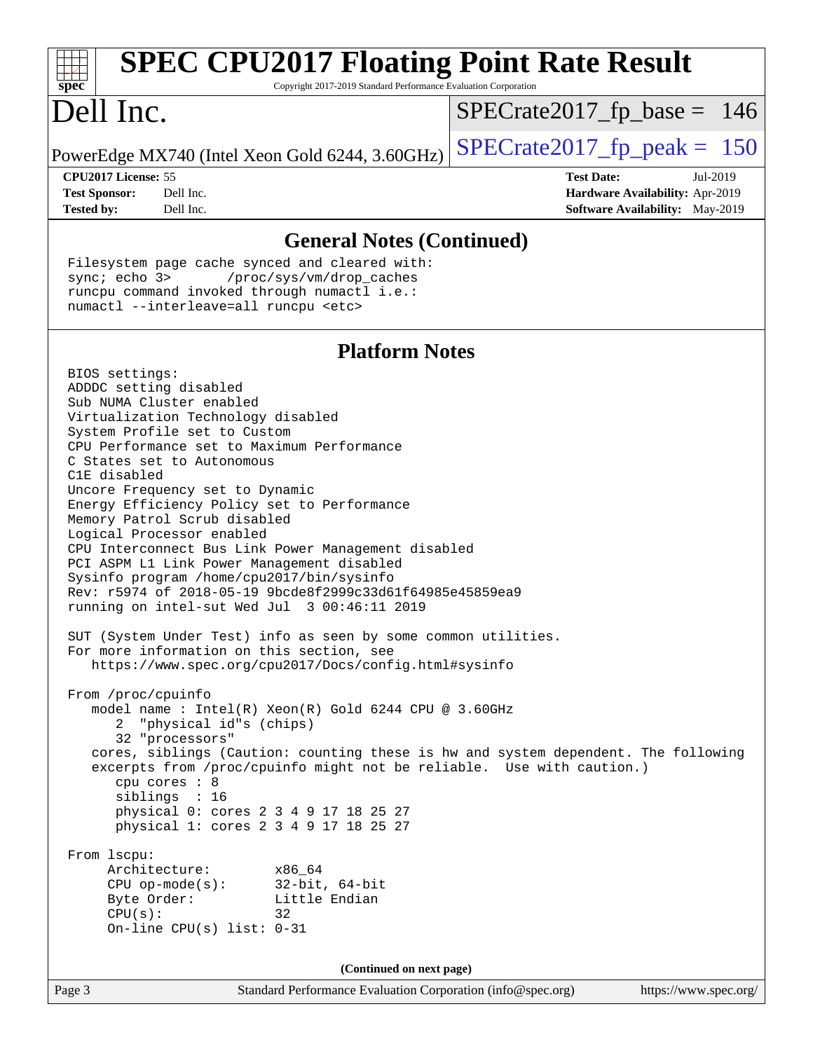# SPEC CPU2017 Floating Point Rate Result

Copyright 2017-2019 Standard Performance Evaluation Corporation

# Dell Inc.

PowerEdge MX740 (Intel Xeon Gold 6244, 3.60GHz)

SPECrate2017_fp_base = 146

SPECrate2017_fp_peak = 150

**CPU2017 License:** 55
**Test Sponsor:** Dell Inc.
**Tested by:** Dell Inc.

**Test Date:** Jul-2019
**Hardware Availability:** Apr-2019
**Software Availability:** May-2019

## General Notes (Continued)

```
Filesystem page cache synced and cleared with:
sync; echo 3>       /proc/sys/vm/drop_caches
runcpu command invoked through numactl i.e.:
numactl --interleave=all runcpu <etc>
```

## Platform Notes

```
BIOS settings:
ADDDC setting disabled
Sub NUMA Cluster enabled
Virtualization Technology disabled
System Profile set to Custom
CPU Performance set to Maximum Performance
C States set to Autonomous
C1E disabled
Uncore Frequency set to Dynamic
Energy Efficiency Policy set to Performance
Memory Patrol Scrub disabled
Logical Processor enabled
CPU Interconnect Bus Link Power Management disabled
PCI ASPM L1 Link Power Management disabled
Sysinfo program /home/cpu2017/bin/sysinfo
Rev: r5974 of 2018-05-19 9bcde8f2999c33d61f64985e45859ea9
running on intel-sut Wed Jul  3 00:46:11 2019

SUT (System Under Test) info as seen by some common utilities.
For more information on this section, see
   https://www.spec.org/cpu2017/Docs/config.html#sysinfo

From /proc/cpuinfo
   model name : Intel(R) Xeon(R) Gold 6244 CPU @ 3.60GHz
      2  "physical id"s (chips)
      32 "processors"
   cores, siblings (Caution: counting these is hw and system dependent. The following
   excerpts from /proc/cpuinfo might not be reliable.  Use with caution.)
      cpu cores : 8
      siblings  : 16
      physical 0: cores 2 3 4 9 17 18 25 27
      physical 1: cores 2 3 4 9 17 18 25 27

From lscpu:
     Architecture:        x86_64
     CPU op-mode(s):      32-bit, 64-bit
     Byte Order:          Little Endian
     CPU(s):              32
     On-line CPU(s) list: 0-31
```

**(Continued on next page)**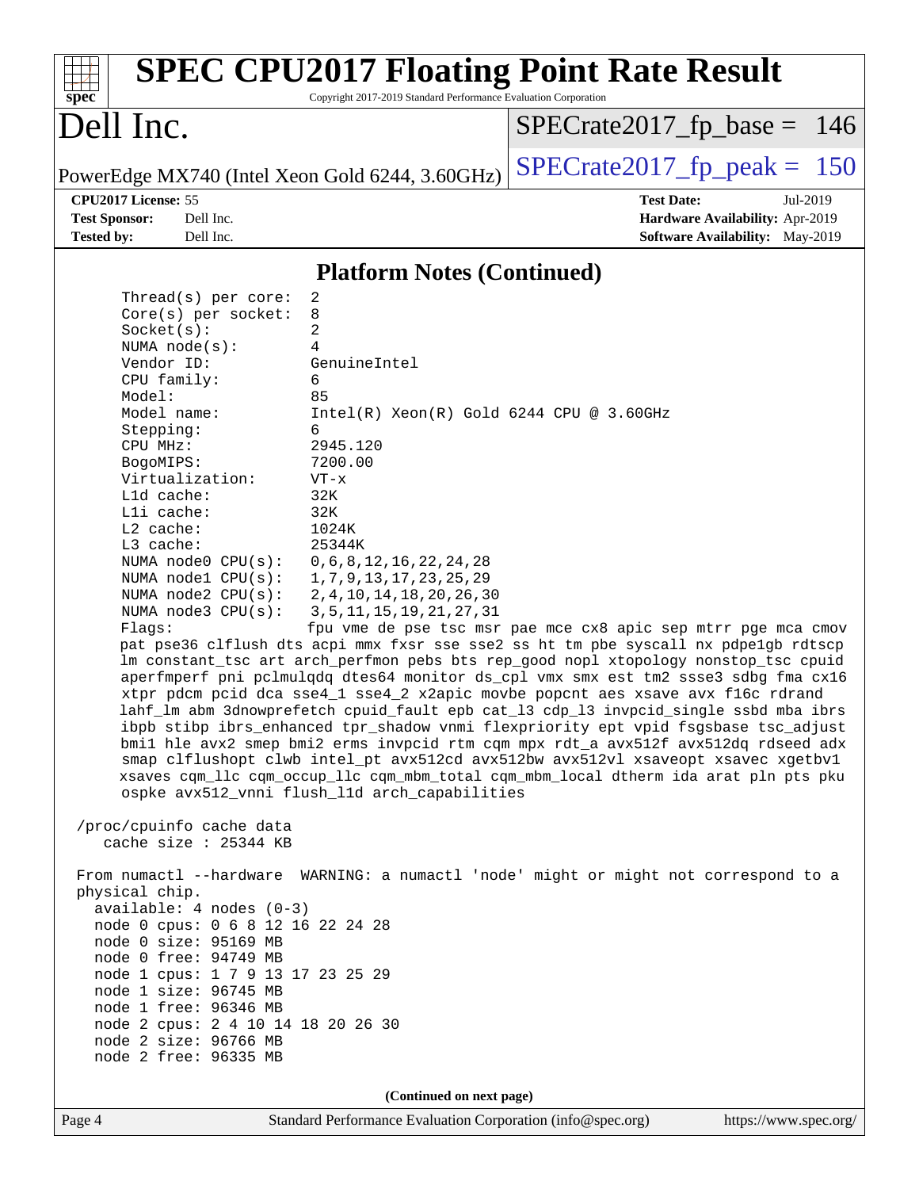# SPEC CPU2017 Floating Point Rate Result

Copyright 2017-2019 Standard Performance Evaluation Corporation

# Dell Inc.

PowerEdge MX740 (Intel Xeon Gold 6244, 3.60GHz)

SPECrate2017_fp_base = 146

SPECrate2017_fp_peak = 150

**CPU2017 License:** 55
**Test Sponsor:** Dell Inc.
**Tested by:** Dell Inc.

**Test Date:** Jul-2019
**Hardware Availability:** Apr-2019
**Software Availability:** May-2019

## Platform Notes (Continued)

```
      Thread(s) per core:  2
      Core(s) per socket:  8
      Socket(s):           2
      NUMA node(s):        4
      Vendor ID:           GenuineIntel
      CPU family:          6
      Model:               85
      Model name:          Intel(R) Xeon(R) Gold 6244 CPU @ 3.60GHz
      Stepping:            6
      CPU MHz:             2945.120
      BogoMIPS:            7200.00
      Virtualization:      VT-x
      L1d cache:           32K
      L1i cache:           32K
      L2 cache:            1024K
      L3 cache:            25344K
      NUMA node0 CPU(s):   0,6,8,12,16,22,24,28
      NUMA node1 CPU(s):   1,7,9,13,17,23,25,29
      NUMA node2 CPU(s):   2,4,10,14,18,20,26,30
      NUMA node3 CPU(s):   3,5,11,15,19,21,27,31
      Flags:               fpu vme de pse tsc msr pae mce cx8 apic sep mtrr pge mca cmov
      pat pse36 clflush dts acpi mmx fxsr sse sse2 ss ht tm pbe syscall nx pdpe1gb rdtscp
      lm constant_tsc art arch_perfmon pebs bts rep_good nopl xtopology nonstop_tsc cpuid
      aperfmperf pni pclmulqdq dtes64 monitor ds_cpl vmx smx est tm2 ssse3 sdbg fma cx16
      xtpr pdcm pcid dca sse4_1 sse4_2 x2apic movbe popcnt aes xsave avx f16c rdrand
      lahf_lm abm 3dnowprefetch cpuid_fault epb cat_l3 cdp_l3 invpcid_single ssbd mba ibrs
      ibpb stibp ibrs_enhanced tpr_shadow vnmi flexpriority ept vpid fsgsbase tsc_adjust
      bmi1 hle avx2 smep bmi2 erms invpcid rtm cqm mpx rdt_a avx512f avx512dq rdseed adx
      smap clflushopt clwb intel_pt avx512cd avx512bw avx512vl xsaveopt xsavec xgetbv1
      xsaves cqm_llc cqm_occup_llc cqm_mbm_total cqm_mbm_local dtherm ida arat pln pts pku
      ospke avx512_vnni flush_l1d arch_capabilities

 /proc/cpuinfo cache data
    cache size : 25344 KB

 From numactl --hardware  WARNING: a numactl 'node' might or might not correspond to a
 physical chip.
   available: 4 nodes (0-3)
   node 0 cpus: 0 6 8 12 16 22 24 28
   node 0 size: 95169 MB
   node 0 free: 94749 MB
   node 1 cpus: 1 7 9 13 17 23 25 29
   node 1 size: 96745 MB
   node 1 free: 96346 MB
   node 2 cpus: 2 4 10 14 18 20 26 30
   node 2 size: 96766 MB
   node 2 free: 96335 MB
```

(Continued on next page)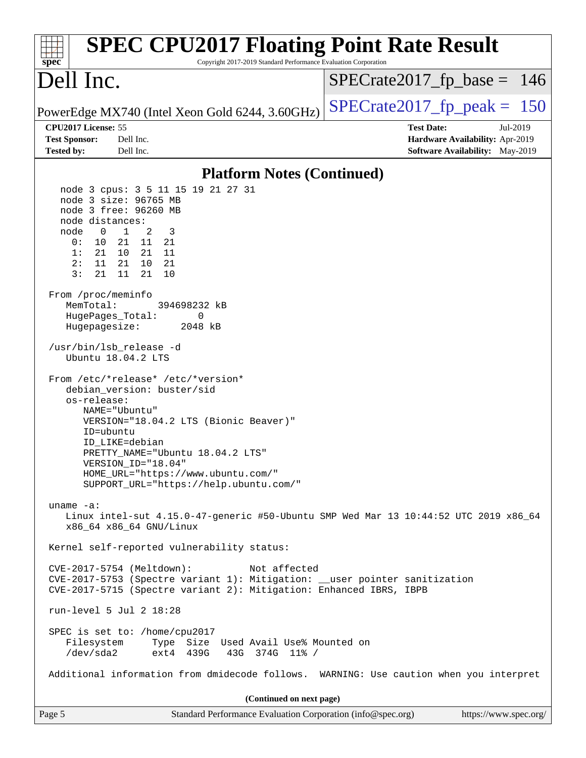## Platform Notes (Continued)

```
  node 3 cpus: 3 5 11 15 19 21 27 31
  node 3 size: 96765 MB
  node 3 free: 96260 MB
  node distances:
  node   0   1   2   3
    0:  10  21  11  21
    1:  21  10  21  11
    2:  11  21  10  21
    3:  21  11  21  10

From /proc/meminfo
   MemTotal:       394698232 kB
   HugePages_Total:       0
   Hugepagesize:       2048 kB

/usr/bin/lsb_release -d
   Ubuntu 18.04.2 LTS

From /etc/*release* /etc/*version*
   debian_version: buster/sid
   os-release:
      NAME="Ubuntu"
      VERSION="18.04.2 LTS (Bionic Beaver)"
      ID=ubuntu
      ID_LIKE=debian
      PRETTY_NAME="Ubuntu 18.04.2 LTS"
      VERSION_ID="18.04"
      HOME_URL="https://www.ubuntu.com/"
      SUPPORT_URL="https://help.ubuntu.com/"

uname -a:
   Linux intel-sut 4.15.0-47-generic #50-Ubuntu SMP Wed Mar 13 10:44:52 UTC 2019 x86_64
   x86_64 x86_64 GNU/Linux

Kernel self-reported vulnerability status:

CVE-2017-5754 (Meltdown):          Not affected
CVE-2017-5753 (Spectre variant 1): Mitigation: __user pointer sanitization
CVE-2017-5715 (Spectre variant 2): Mitigation: Enhanced IBRS, IBPB

run-level 5 Jul 2 18:28

SPEC is set to: /home/cpu2017
   Filesystem     Type  Size  Used Avail Use% Mounted on
   /dev/sda2      ext4  439G   43G  374G  11% /

Additional information from dmidecode follows.  WARNING: Use caution when you interpret
```

(Continued on next page)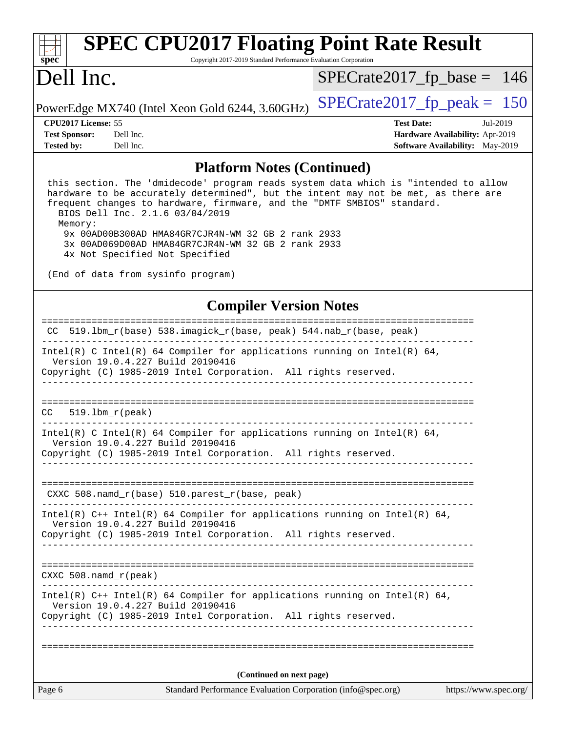## Platform Notes (Continued)

```
 this section. The 'dmidecode' program reads system data which is "intended to allow
 hardware to be accurately determined", but the intent may not be met, as there are
 frequent changes to hardware, firmware, and the "DMTF SMBIOS" standard.
   BIOS Dell Inc. 2.1.6 03/04/2019
   Memory:
    9x 00AD00B300AD HMA84GR7CJR4N-WM 32 GB 2 rank 2933
    3x 00AD069D00AD HMA84GR7CJR4N-WM 32 GB 2 rank 2933
    4x Not Specified Not Specified

 (End of data from sysinfo program)
```

## Compiler Version Notes

```
==============================================================================
 CC  519.lbm_r(base) 538.imagick_r(base, peak) 544.nab_r(base, peak)
------------------------------------------------------------------------------
Intel(R) C Intel(R) 64 Compiler for applications running on Intel(R) 64,
  Version 19.0.4.227 Build 20190416
Copyright (C) 1985-2019 Intel Corporation.  All rights reserved.
------------------------------------------------------------------------------

==============================================================================
CC   519.lbm_r(peak)
------------------------------------------------------------------------------
Intel(R) C Intel(R) 64 Compiler for applications running on Intel(R) 64,
  Version 19.0.4.227 Build 20190416
Copyright (C) 1985-2019 Intel Corporation.  All rights reserved.
------------------------------------------------------------------------------

==============================================================================
 CXXC 508.namd_r(base) 510.parest_r(base, peak)
------------------------------------------------------------------------------
Intel(R) C++ Intel(R) 64 Compiler for applications running on Intel(R) 64,
  Version 19.0.4.227 Build 20190416
Copyright (C) 1985-2019 Intel Corporation.  All rights reserved.
------------------------------------------------------------------------------

==============================================================================
CXXC 508.namd_r(peak)
------------------------------------------------------------------------------
Intel(R) C++ Intel(R) 64 Compiler for applications running on Intel(R) 64,
  Version 19.0.4.227 Build 20190416
Copyright (C) 1985-2019 Intel Corporation.  All rights reserved.
------------------------------------------------------------------------------

==============================================================================
```

**(Continued on next page)**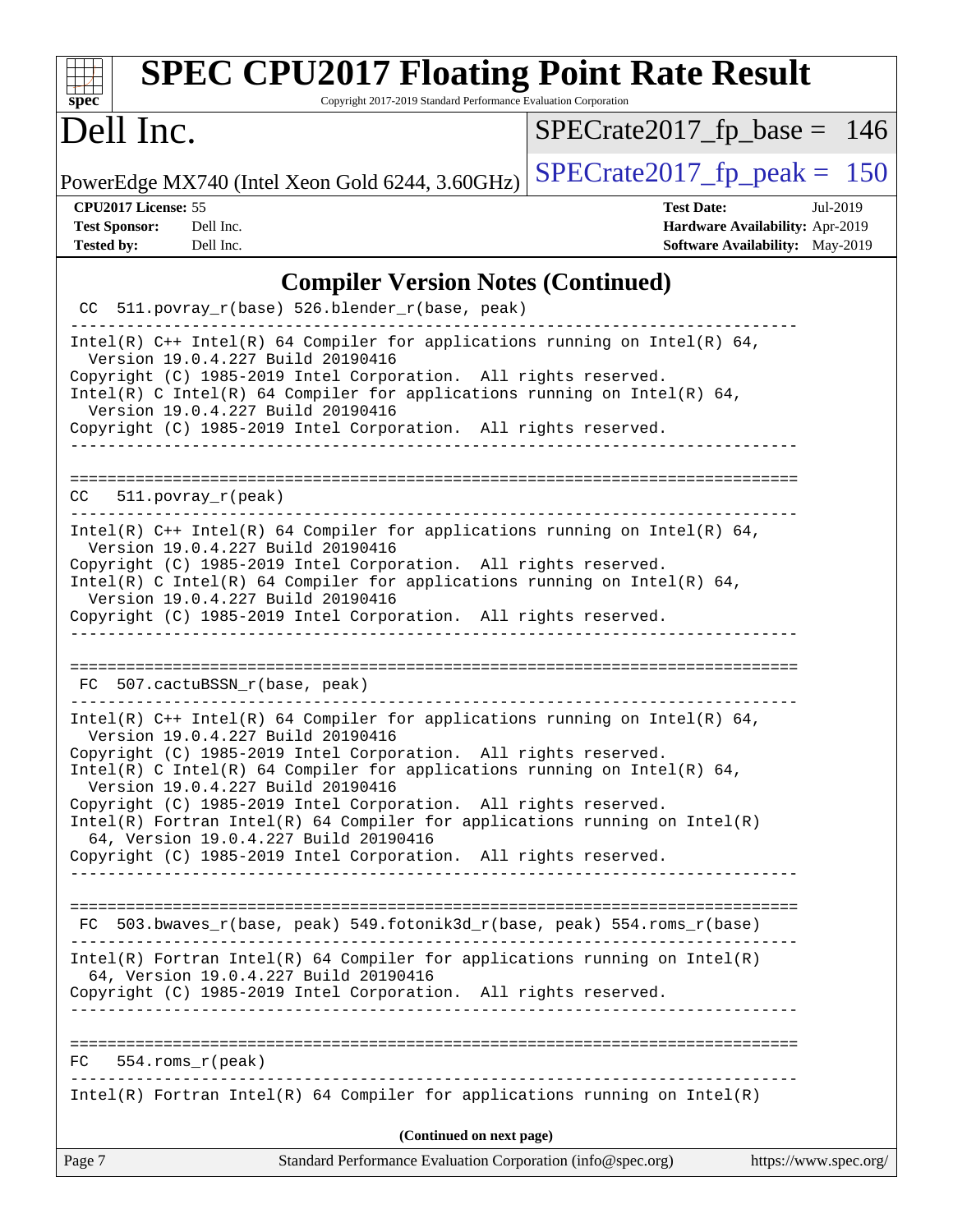## Compiler Version Notes (Continued)

```
 CC  511.povray_r(base) 526.blender_r(base, peak)
------------------------------------------------------------------------------
Intel(R) C++ Intel(R) 64 Compiler for applications running on Intel(R) 64,
  Version 19.0.4.227 Build 20190416
Copyright (C) 1985-2019 Intel Corporation.  All rights reserved.
Intel(R) C Intel(R) 64 Compiler for applications running on Intel(R) 64,
  Version 19.0.4.227 Build 20190416
Copyright (C) 1985-2019 Intel Corporation.  All rights reserved.
------------------------------------------------------------------------------

==============================================================================
 CC  511.povray_r(peak)
------------------------------------------------------------------------------
Intel(R) C++ Intel(R) 64 Compiler for applications running on Intel(R) 64,
  Version 19.0.4.227 Build 20190416
Copyright (C) 1985-2019 Intel Corporation.  All rights reserved.
Intel(R) C Intel(R) 64 Compiler for applications running on Intel(R) 64,
  Version 19.0.4.227 Build 20190416
Copyright (C) 1985-2019 Intel Corporation.  All rights reserved.
------------------------------------------------------------------------------

==============================================================================
 FC  507.cactuBSSN_r(base, peak)
------------------------------------------------------------------------------
Intel(R) C++ Intel(R) 64 Compiler for applications running on Intel(R) 64,
  Version 19.0.4.227 Build 20190416
Copyright (C) 1985-2019 Intel Corporation.  All rights reserved.
Intel(R) C Intel(R) 64 Compiler for applications running on Intel(R) 64,
  Version 19.0.4.227 Build 20190416
Copyright (C) 1985-2019 Intel Corporation.  All rights reserved.
Intel(R) Fortran Intel(R) 64 Compiler for applications running on Intel(R)
  64, Version 19.0.4.227 Build 20190416
Copyright (C) 1985-2019 Intel Corporation.  All rights reserved.
------------------------------------------------------------------------------

==============================================================================
 FC  503.bwaves_r(base, peak) 549.fotonik3d_r(base, peak) 554.roms_r(base)
------------------------------------------------------------------------------
Intel(R) Fortran Intel(R) 64 Compiler for applications running on Intel(R)
  64, Version 19.0.4.227 Build 20190416
Copyright (C) 1985-2019 Intel Corporation.  All rights reserved.
------------------------------------------------------------------------------

==============================================================================
 FC  554.roms_r(peak)
------------------------------------------------------------------------------
Intel(R) Fortran Intel(R) 64 Compiler for applications running on Intel(R)
```

(Continued on next page)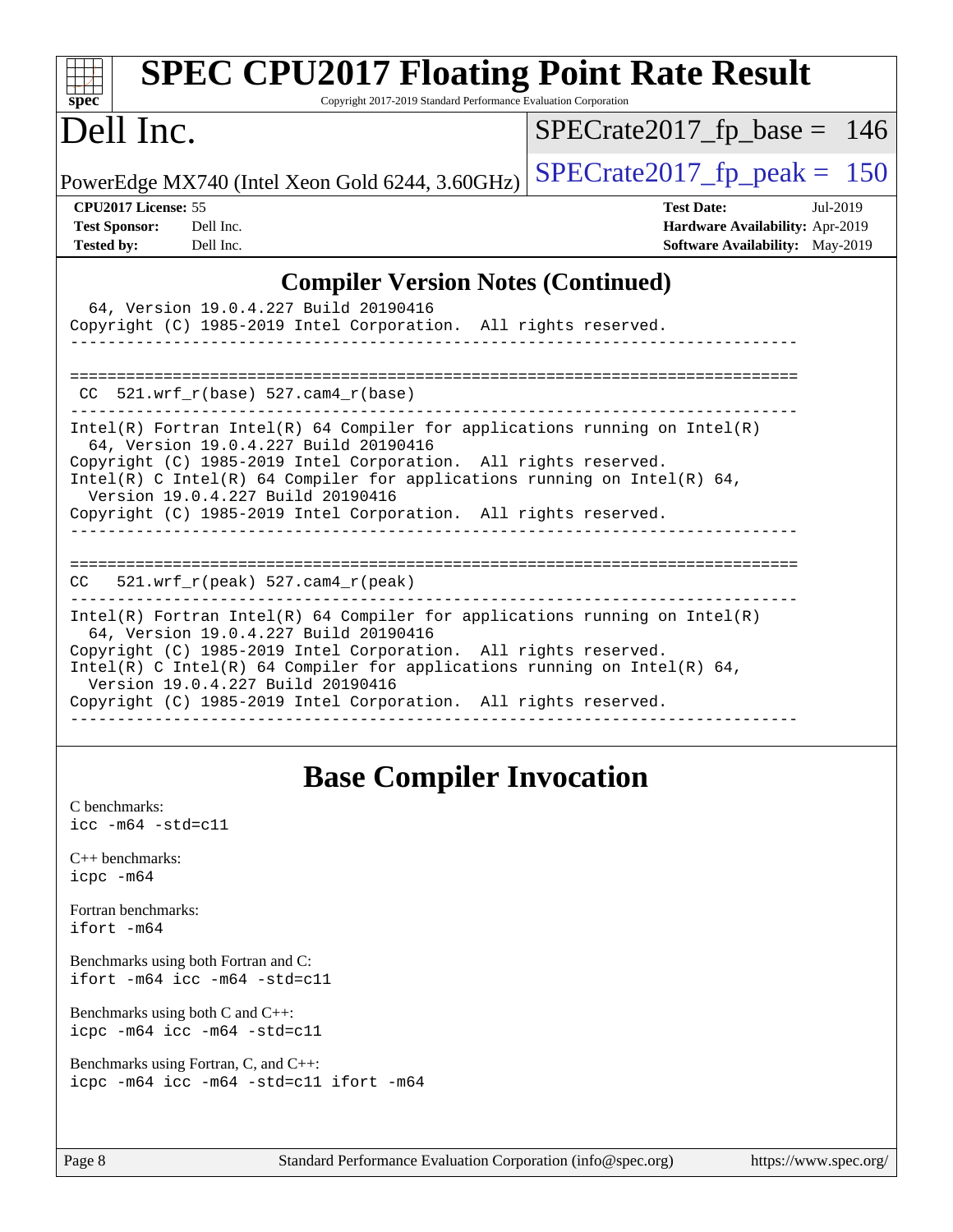## Compiler Version Notes (Continued)

```
  64, Version 19.0.4.227 Build 20190416
Copyright (C) 1985-2019 Intel Corporation.  All rights reserved.
------------------------------------------------------------------------------

==============================================================================
 CC  521.wrf_r(base) 527.cam4_r(base)
------------------------------------------------------------------------------
Intel(R) Fortran Intel(R) 64 Compiler for applications running on Intel(R)
  64, Version 19.0.4.227 Build 20190416
Copyright (C) 1985-2019 Intel Corporation.  All rights reserved.
Intel(R) C Intel(R) 64 Compiler for applications running on Intel(R) 64,
  Version 19.0.4.227 Build 20190416
Copyright (C) 1985-2019 Intel Corporation.  All rights reserved.
------------------------------------------------------------------------------

==============================================================================
CC   521.wrf_r(peak) 527.cam4_r(peak)
------------------------------------------------------------------------------
Intel(R) Fortran Intel(R) 64 Compiler for applications running on Intel(R)
  64, Version 19.0.4.227 Build 20190416
Copyright (C) 1985-2019 Intel Corporation.  All rights reserved.
Intel(R) C Intel(R) 64 Compiler for applications running on Intel(R) 64,
  Version 19.0.4.227 Build 20190416
Copyright (C) 1985-2019 Intel Corporation.  All rights reserved.
------------------------------------------------------------------------------
```

## Base Compiler Invocation

C benchmarks:
`icc -m64 -std=c11`

C++ benchmarks:
`icpc -m64`

Fortran benchmarks:
`ifort -m64`

Benchmarks using both Fortran and C:
`ifort -m64 icc -m64 -std=c11`

Benchmarks using both C and C++:
`icpc -m64 icc -m64 -std=c11`

Benchmarks using Fortran, C, and C++:
`icpc -m64 icc -m64 -std=c11 ifort -m64`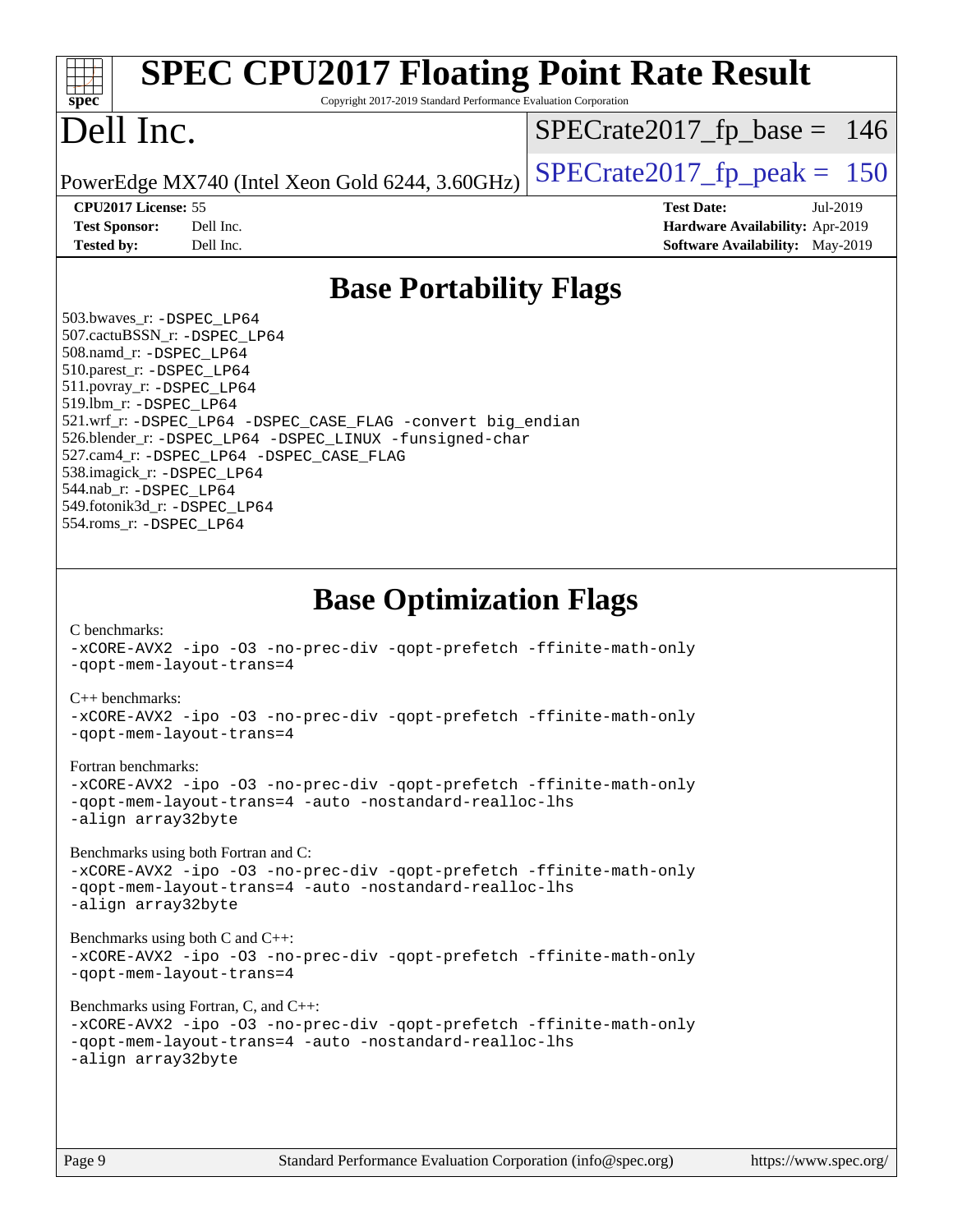# SPEC CPU2017 Floating Point Rate Result

Copyright 2017-2019 Standard Performance Evaluation Corporation

# Dell Inc.

PowerEdge MX740 (Intel Xeon Gold 6244, 3.60GHz)

SPECrate2017_fp_base = 146

SPECrate2017_fp_peak = 150

| | | | |
|---|---|---|---|
| **CPU2017 License:** | 55 | **Test Date:** | Jul-2019 |
| **Test Sponsor:** | Dell Inc. | **Hardware Availability:** | Apr-2019 |
| **Tested by:** | Dell Inc. | **Software Availability:** | May-2019 |

## Base Portability Flags

503.bwaves_r: `-DSPEC_LP64`
507.cactuBSSN_r: `-DSPEC_LP64`
508.namd_r: `-DSPEC_LP64`
510.parest_r: `-DSPEC_LP64`
511.povray_r: `-DSPEC_LP64`
519.lbm_r: `-DSPEC_LP64`
521.wrf_r: `-DSPEC_LP64 -DSPEC_CASE_FLAG -convert big_endian`
526.blender_r: `-DSPEC_LP64 -DSPEC_LINUX -funsigned-char`
527.cam4_r: `-DSPEC_LP64 -DSPEC_CASE_FLAG`
538.imagick_r: `-DSPEC_LP64`
544.nab_r: `-DSPEC_LP64`
549.fotonik3d_r: `-DSPEC_LP64`
554.roms_r: `-DSPEC_LP64`

## Base Optimization Flags

C benchmarks:
```
-xCORE-AVX2 -ipo -O3 -no-prec-div -qopt-prefetch -ffinite-math-only
-qopt-mem-layout-trans=4
```

C++ benchmarks:
```
-xCORE-AVX2 -ipo -O3 -no-prec-div -qopt-prefetch -ffinite-math-only
-qopt-mem-layout-trans=4
```

Fortran benchmarks:
```
-xCORE-AVX2 -ipo -O3 -no-prec-div -qopt-prefetch -ffinite-math-only
-qopt-mem-layout-trans=4 -auto -nostandard-realloc-lhs
-align array32byte
```

Benchmarks using both Fortran and C:
```
-xCORE-AVX2 -ipo -O3 -no-prec-div -qopt-prefetch -ffinite-math-only
-qopt-mem-layout-trans=4 -auto -nostandard-realloc-lhs
-align array32byte
```

Benchmarks using both C and C++:
```
-xCORE-AVX2 -ipo -O3 -no-prec-div -qopt-prefetch -ffinite-math-only
-qopt-mem-layout-trans=4
```

Benchmarks using Fortran, C, and C++:
```
-xCORE-AVX2 -ipo -O3 -no-prec-div -qopt-prefetch -ffinite-math-only
-qopt-mem-layout-trans=4 -auto -nostandard-realloc-lhs
-align array32byte
```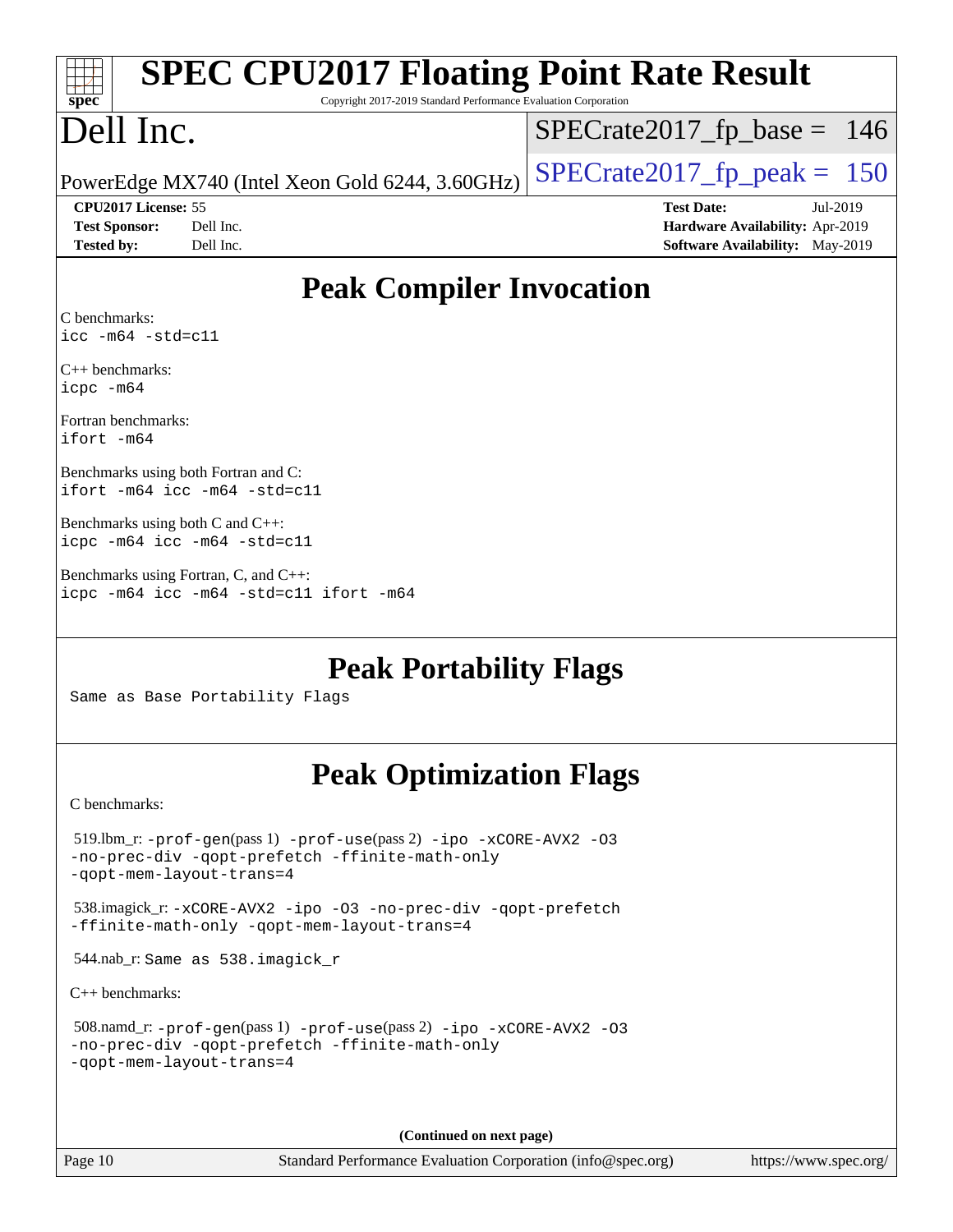# SPEC CPU2017 Floating Point Rate Result

Copyright 2017-2019 Standard Performance Evaluation Corporation

# Dell Inc.

PowerEdge MX740 (Intel Xeon Gold 6244, 3.60GHz)

SPECrate2017_fp_base = 146

SPECrate2017_fp_peak = 150

**CPU2017 License:** 55
**Test Sponsor:** Dell Inc.
**Tested by:** Dell Inc.

**Test Date:** Jul-2019
**Hardware Availability:** Apr-2019
**Software Availability:** May-2019

## Peak Compiler Invocation

C benchmarks:
`icc -m64 -std=c11`

C++ benchmarks:
`icpc -m64`

Fortran benchmarks:
`ifort -m64`

Benchmarks using both Fortran and C:
`ifort -m64 icc -m64 -std=c11`

Benchmarks using both C and C++:
`icpc -m64 icc -m64 -std=c11`

Benchmarks using Fortran, C, and C++:
`icpc -m64 icc -m64 -std=c11 ifort -m64`

## Peak Portability Flags

Same as Base Portability Flags

## Peak Optimization Flags

C benchmarks:

519.lbm_r: `-prof-gen`(pass 1) `-prof-use`(pass 2) `-ipo -xCORE-AVX2 -O3 -no-prec-div -qopt-prefetch -ffinite-math-only -qopt-mem-layout-trans=4`

538.imagick_r: `-xCORE-AVX2 -ipo -O3 -no-prec-div -qopt-prefetch -ffinite-math-only -qopt-mem-layout-trans=4`

544.nab_r: Same as 538.imagick_r

C++ benchmarks:

508.namd_r: `-prof-gen`(pass 1) `-prof-use`(pass 2) `-ipo -xCORE-AVX2 -O3 -no-prec-div -qopt-prefetch -ffinite-math-only -qopt-mem-layout-trans=4`

**(Continued on next page)**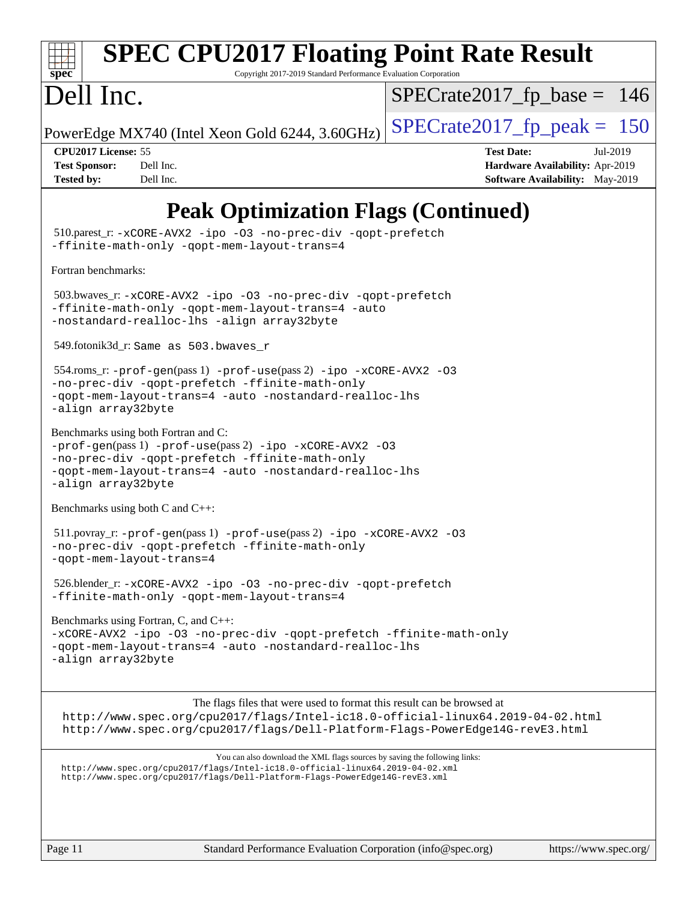# Peak Optimization Flags (Continued)

510.parest_r: `-xCORE-AVX2 -ipo -O3 -no-prec-div -qopt-prefetch -ffinite-math-only -qopt-mem-layout-trans=4`

Fortran benchmarks:

503.bwaves_r: `-xCORE-AVX2 -ipo -O3 -no-prec-div -qopt-prefetch -ffinite-math-only -qopt-mem-layout-trans=4 -auto -nostandard-realloc-lhs -align array32byte`

549.fotonik3d_r: `Same as 503.bwaves_r`

554.roms_r: `-prof-gen`(pass 1) `-prof-use`(pass 2) `-ipo -xCORE-AVX2 -O3 -no-prec-div -qopt-prefetch -ffinite-math-only -qopt-mem-layout-trans=4 -auto -nostandard-realloc-lhs -align array32byte`

Benchmarks using both Fortran and C:
`-prof-gen`(pass 1) `-prof-use`(pass 2) `-ipo -xCORE-AVX2 -O3 -no-prec-div -qopt-prefetch -ffinite-math-only -qopt-mem-layout-trans=4 -auto -nostandard-realloc-lhs -align array32byte`

Benchmarks using both C and C++:

511.povray_r: `-prof-gen`(pass 1) `-prof-use`(pass 2) `-ipo -xCORE-AVX2 -O3 -no-prec-div -qopt-prefetch -ffinite-math-only -qopt-mem-layout-trans=4`

526.blender_r: `-xCORE-AVX2 -ipo -O3 -no-prec-div -qopt-prefetch -ffinite-math-only -qopt-mem-layout-trans=4`

Benchmarks using Fortran, C, and C++:
`-xCORE-AVX2 -ipo -O3 -no-prec-div -qopt-prefetch -ffinite-math-only -qopt-mem-layout-trans=4 -auto -nostandard-realloc-lhs -align array32byte`

The flags files that were used to format this result can be browsed at
http://www.spec.org/cpu2017/flags/Intel-ic18.0-official-linux64.2019-04-02.html
http://www.spec.org/cpu2017/flags/Dell-Platform-Flags-PowerEdge14G-revE3.html

You can also download the XML flags sources by saving the following links:
http://www.spec.org/cpu2017/flags/Intel-ic18.0-official-linux64.2019-04-02.xml
http://www.spec.org/cpu2017/flags/Dell-Platform-Flags-PowerEdge14G-revE3.xml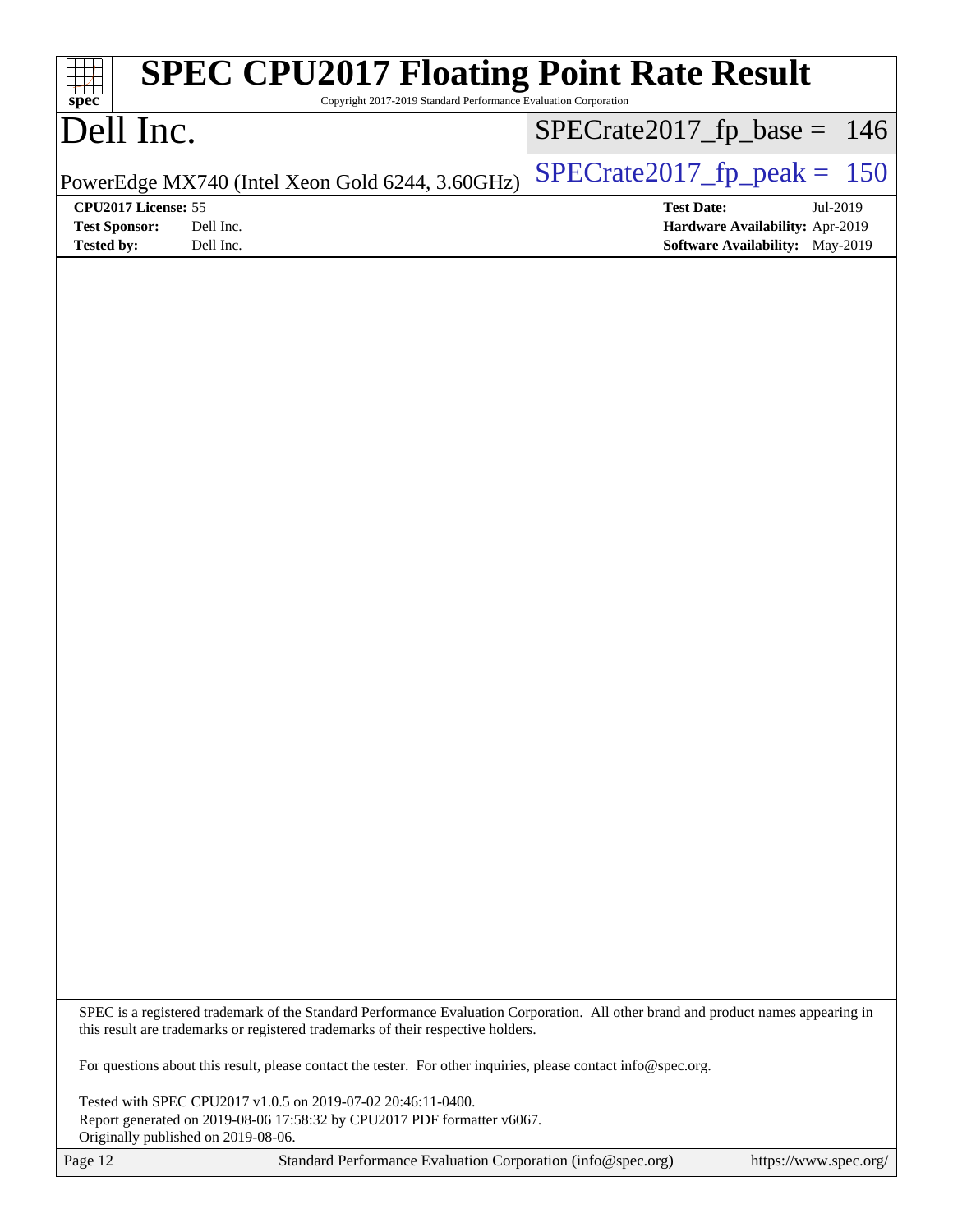SPEC is a registered trademark of the Standard Performance Evaluation Corporation. All other brand and product names appearing in this result are trademarks or registered trademarks of their respective holders.

For questions about this result, please contact the tester. For other inquiries, please contact info@spec.org.

Tested with SPEC CPU2017 v1.0.5 on 2019-07-02 20:46:11-0400.
Report generated on 2019-08-06 17:58:32 by CPU2017 PDF formatter v6067.
Originally published on 2019-08-06.